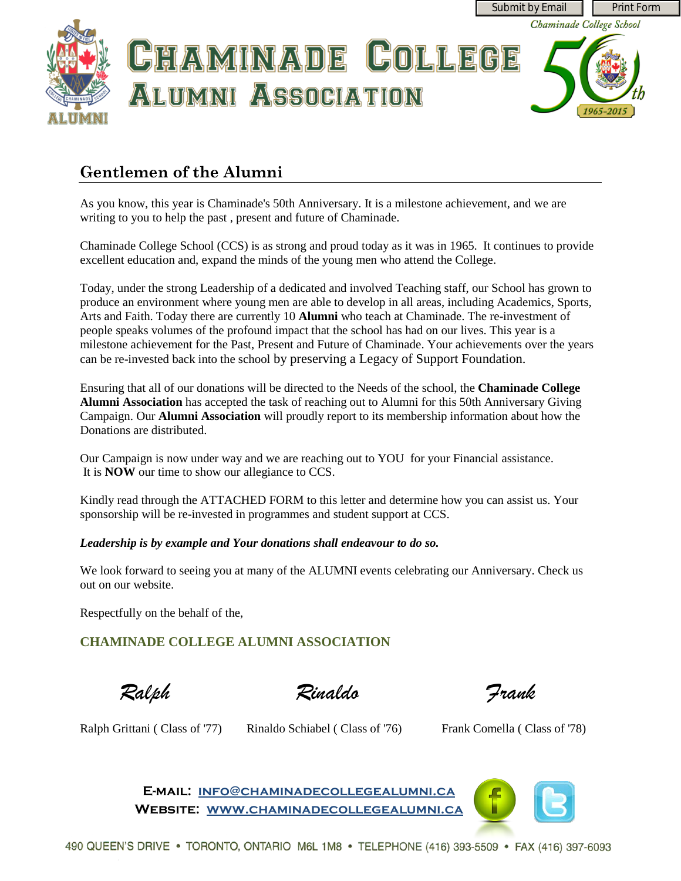# Chaminade College Alumni Association

## Gentlemen of the Alumni

As you know, this year is Chaminade's 50th Anniversary. It is a milestone achievement, and we are writing to you to help the past , present and future of Chaminade.

Chaminade College School (CCS) is as strong and proud today as it was in 1965. It continues to provide excellent education and, expand the minds of the young men who attend the College.

Today, under the strong Leadership of a dedicated and involved Teaching staff, our School has grown to produce an environment where young men are able to develop in all areas, including Academics, Sports, Arts and Faith. Today there are currently 10 **Alumni** who teach at Chaminade. The re-investment of people speaks volumes of the profound impact that the school has had on our lives. This year is a milestone achievement for the Past, Present and Future of Chaminade. Your achievements over the years can be re-invested back into the school by preserving a Legacy of Support Foundation.

Ensuring that all of our donations will be directed to the Needs of the school, the **Chaminade College Alumni Association** has accepted the task of reaching out to Alumni for this 50th Anniversary Giving Campaign. Our **Alumni Association** will proudly report to its membership information about how the Donations are distributed.

Our Campaign is now under way and we are reaching out to YOU for your Financial assistance. It is **NOW** our time to show our allegiance to CCS.

Kindly read through the ATTACHED FORM to this letter and determine how you can assist us. Your sponsorship will be re-invested in programmes and student support at CCS.

***Leadership is by example and Your donations shall endeavour to do so.***

We look forward to seeing you at many of the ALUMNI events celebrating our Anniversary. Check us out on our website.

Respectfully on the behalf of the,

**CHAMINADE COLLEGE ALUMNI ASSOCIATION**

| *Ralph* | *Rinaldo* | *Frank* |
|---|---|---|
| Ralph Grittani ( Class of '77) | Rinaldo Schiabel ( Class of '76) | Frank Comella ( Class of '78) |

**E-MAIL:** INFO@CHAMINADECOLLEGEALUMNI.CA
**WEBSITE:** WWW.CHAMINADECOLLEGEALUMNI.CA

490 QUEEN'S DRIVE • TORONTO, ONTARIO M6L 1M8 • TELEPHONE (416) 393-5509 • FAX (416) 397-6093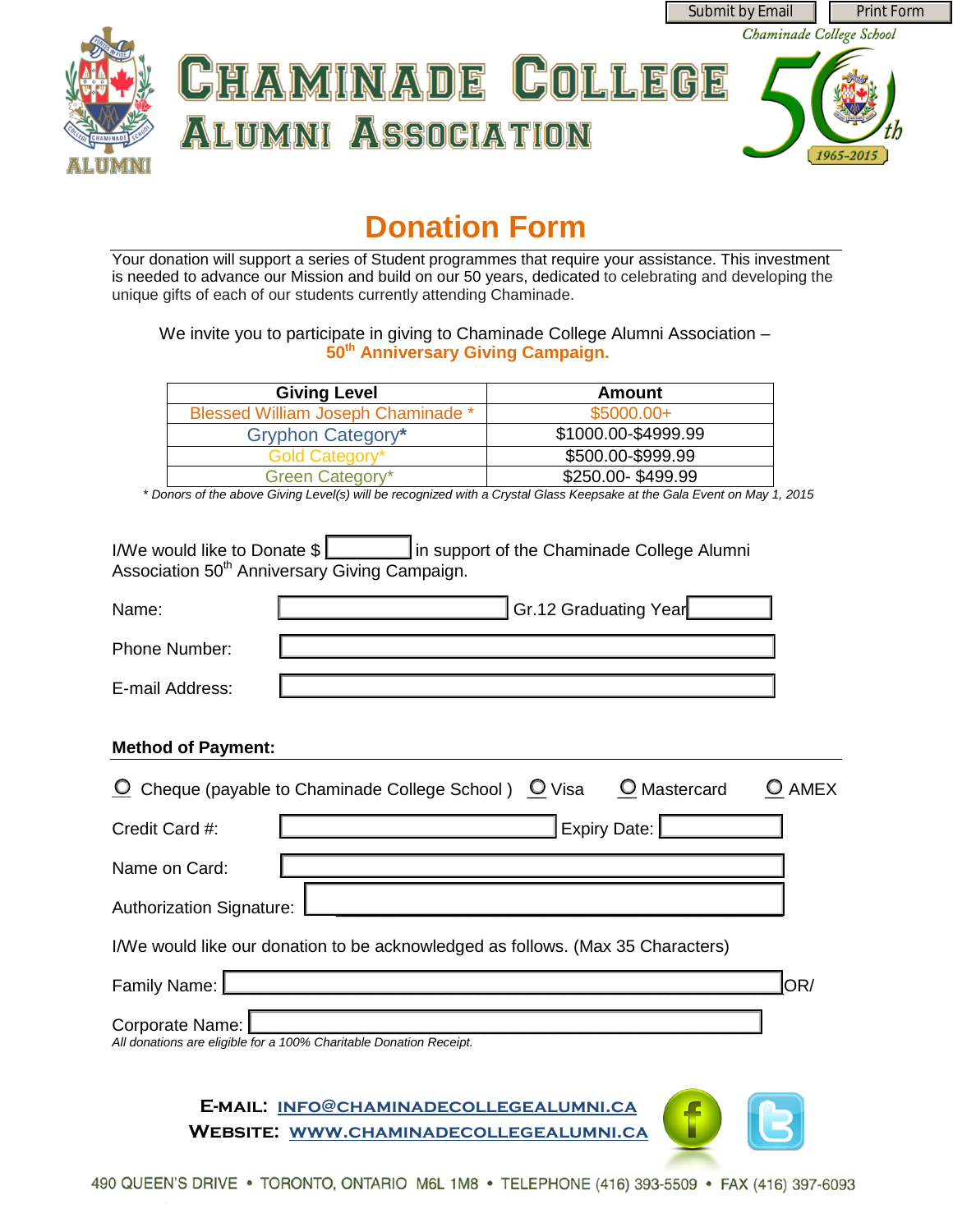Submit by Email | Print Form

# CHAMINADE COLLEGE ALUMNI ASSOCIATION

Chaminade College School 50th 1965-2015

## Donation Form

Your donation will support a series of Student programmes that require your assistance. This investment is needed to advance our Mission and build on our 50 years, dedicated to celebrating and developing the unique gifts of each of our students currently attending Chaminade.

We invite you to participate in giving to Chaminade College Alumni Association – **50th Anniversary Giving Campaign.**

| Giving Level | Amount |
|---|---|
| Blessed William Joseph Chaminade * | $5000.00+ |
| Gryphon Category* | $1000.00-$4999.99 |
| Gold Category* | $500.00-$999.99 |
| Green Category* | $250.00- $499.99 |

*\* Donors of the above Giving Level(s) will be recognized with a Crystal Glass Keepsake at the Gala Event on May 1, 2015*

I/We would like to Donate $ ________ in support of the Chaminade College Alumni Association 50th Anniversary Giving Campaign.

Name: ________ Gr.12 Graduating Year ________

Phone Number: ________

E-mail Address: ________

**Method of Payment:**

○ Cheque (payable to Chaminade College School ) ○ Visa ○ Mastercard ○ AMEX

Credit Card #: ________ Expiry Date: ________

Name on Card: ________

Authorization Signature: ________

I/We would like our donation to be acknowledged as follows. (Max 35 Characters)

Family Name: ________ OR/

Corporate Name: ________

*All donations are eligible for a 100% Charitable Donation Receipt.*

**E-MAIL:** INFO@CHAMINADECOLLEGEALUMNI.CA
**WEBSITE:** WWW.CHAMINADECOLLEGEALUMNI.CA

490 QUEEN'S DRIVE • TORONTO, ONTARIO M6L 1M8 • TELEPHONE (416) 393-5509 • FAX (416) 397-6093